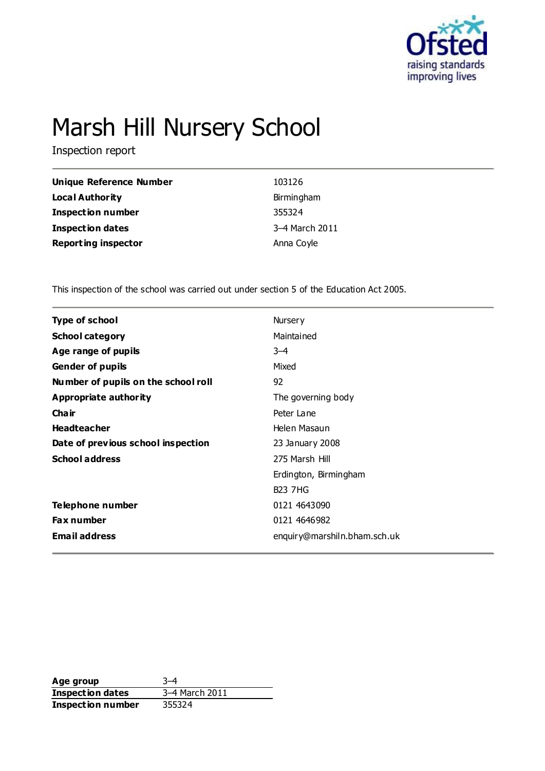# Marsh Hill Nursery School

Inspection report

| | |
|---|---|
| **Unique Reference Number** | 103126 |
| **Local Authority** | Birmingham |
| **Inspection number** | 355324 |
| **Inspection dates** | 3–4 March 2011 |
| **Reporting inspector** | Anna Coyle |

This inspection of the school was carried out under section 5 of the Education Act 2005.

| | |
|---|---|
| **Type of school** | Nursery |
| **School category** | Maintained |
| **Age range of pupils** | 3–4 |
| **Gender of pupils** | Mixed |
| **Number of pupils on the school roll** | 92 |
| **Appropriate authority** | The governing body |
| **Chair** | Peter Lane |
| **Headteacher** | Helen Masaun |
| **Date of previous school inspection** | 23 January 2008 |
| **School address** | 275 Marsh Hill<br>Erdington, Birmingham<br>B23 7HG |
| **Telephone number** | 0121 4643090 |
| **Fax number** | 0121 4646982 |
| **Email address** | enquiry@marshiln.bham.sch.uk |

| | |
|---|---|
| **Age group** | 3–4 |
| **Inspection dates** | 3–4 March 2011 |
| **Inspection number** | 355324 |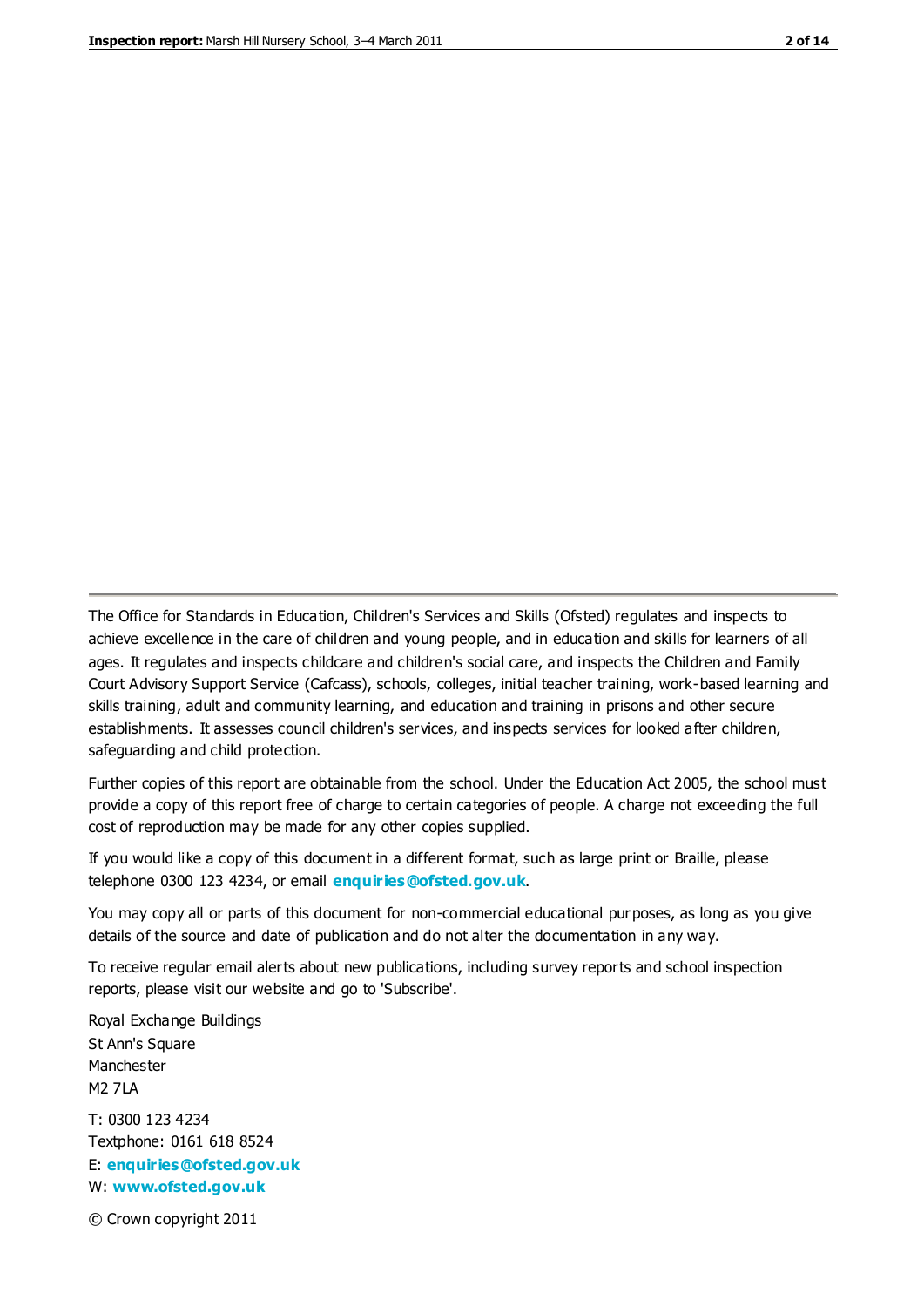The Office for Standards in Education, Children's Services and Skills (Ofsted) regulates and inspects to achieve excellence in the care of children and young people, and in education and skills for learners of all ages. It regulates and inspects childcare and children's social care, and inspects the Children and Family Court Advisory Support Service (Cafcass), schools, colleges, initial teacher training, work-based learning and skills training, adult and community learning, and education and training in prisons and other secure establishments. It assesses council children's services, and inspects services for looked after children, safeguarding and child protection.

Further copies of this report are obtainable from the school. Under the Education Act 2005, the school must provide a copy of this report free of charge to certain categories of people. A charge not exceeding the full cost of reproduction may be made for any other copies supplied.

If you would like a copy of this document in a different format, such as large print or Braille, please telephone 0300 123 4234, or email **enquiries@ofsted.gov.uk**.

You may copy all or parts of this document for non-commercial educational purposes, as long as you give details of the source and date of publication and do not alter the documentation in any way.

To receive regular email alerts about new publications, including survey reports and school inspection reports, please visit our website and go to 'Subscribe'.

Royal Exchange Buildings
St Ann's Square
Manchester
M2 7LA

T: 0300 123 4234
Textphone: 0161 618 8524
E: **enquiries@ofsted.gov.uk**
W: **www.ofsted.gov.uk**

© Crown copyright 2011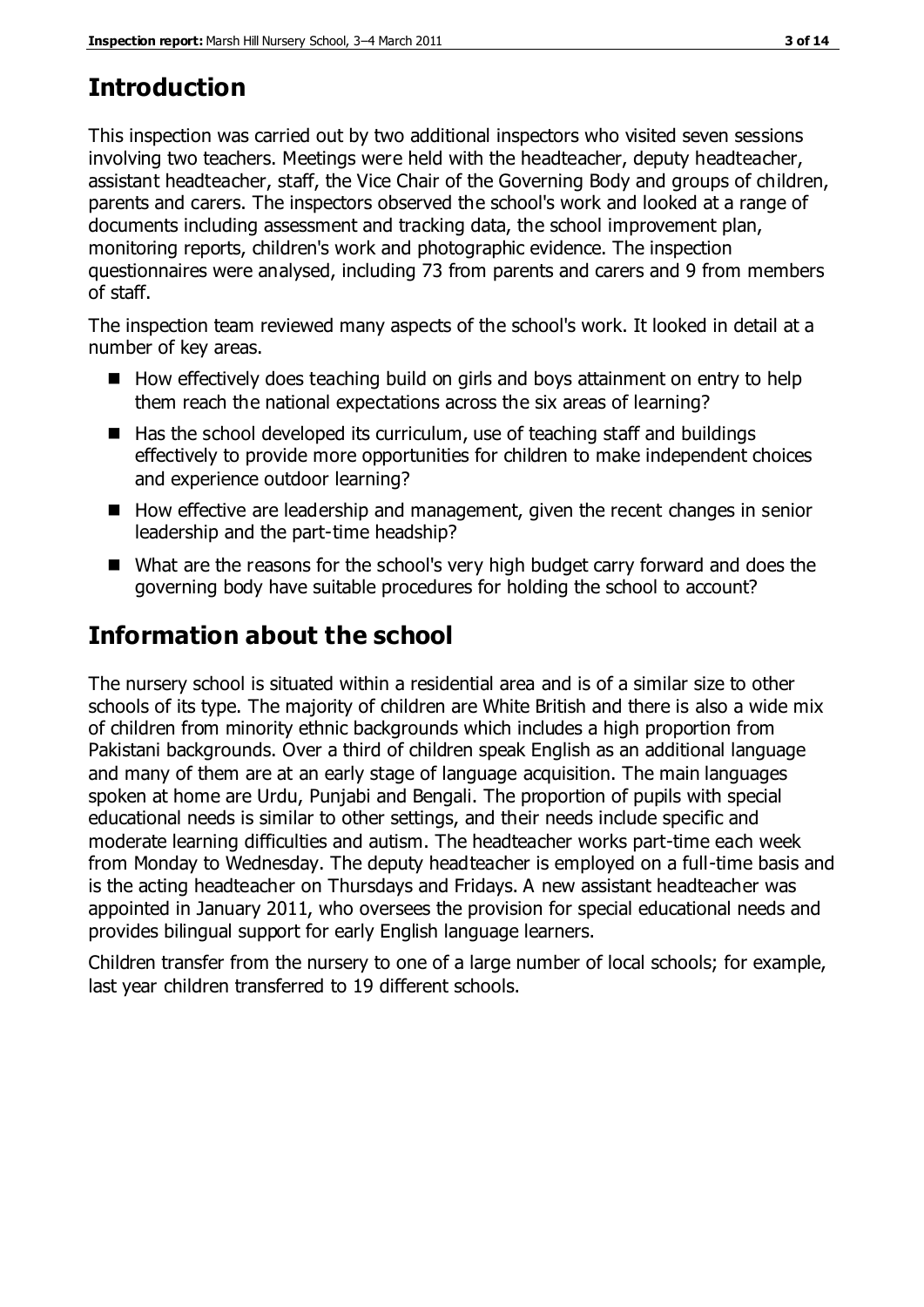## Introduction

This inspection was carried out by two additional inspectors who visited seven sessions involving two teachers. Meetings were held with the headteacher, deputy headteacher, assistant headteacher, staff, the Vice Chair of the Governing Body and groups of children, parents and carers. The inspectors observed the school's work and looked at a range of documents including assessment and tracking data, the school improvement plan, monitoring reports, children's work and photographic evidence. The inspection questionnaires were analysed, including 73 from parents and carers and 9 from members of staff.

The inspection team reviewed many aspects of the school's work. It looked in detail at a number of key areas.

- How effectively does teaching build on girls and boys attainment on entry to help them reach the national expectations across the six areas of learning?
- Has the school developed its curriculum, use of teaching staff and buildings effectively to provide more opportunities for children to make independent choices and experience outdoor learning?
- How effective are leadership and management, given the recent changes in senior leadership and the part-time headship?
- What are the reasons for the school's very high budget carry forward and does the governing body have suitable procedures for holding the school to account?

## Information about the school

The nursery school is situated within a residential area and is of a similar size to other schools of its type. The majority of children are White British and there is also a wide mix of children from minority ethnic backgrounds which includes a high proportion from Pakistani backgrounds. Over a third of children speak English as an additional language and many of them are at an early stage of language acquisition. The main languages spoken at home are Urdu, Punjabi and Bengali. The proportion of pupils with special educational needs is similar to other settings, and their needs include specific and moderate learning difficulties and autism. The headteacher works part-time each week from Monday to Wednesday. The deputy headteacher is employed on a full-time basis and is the acting headteacher on Thursdays and Fridays. A new assistant headteacher was appointed in January 2011, who oversees the provision for special educational needs and provides bilingual support for early English language learners.

Children transfer from the nursery to one of a large number of local schools; for example, last year children transferred to 19 different schools.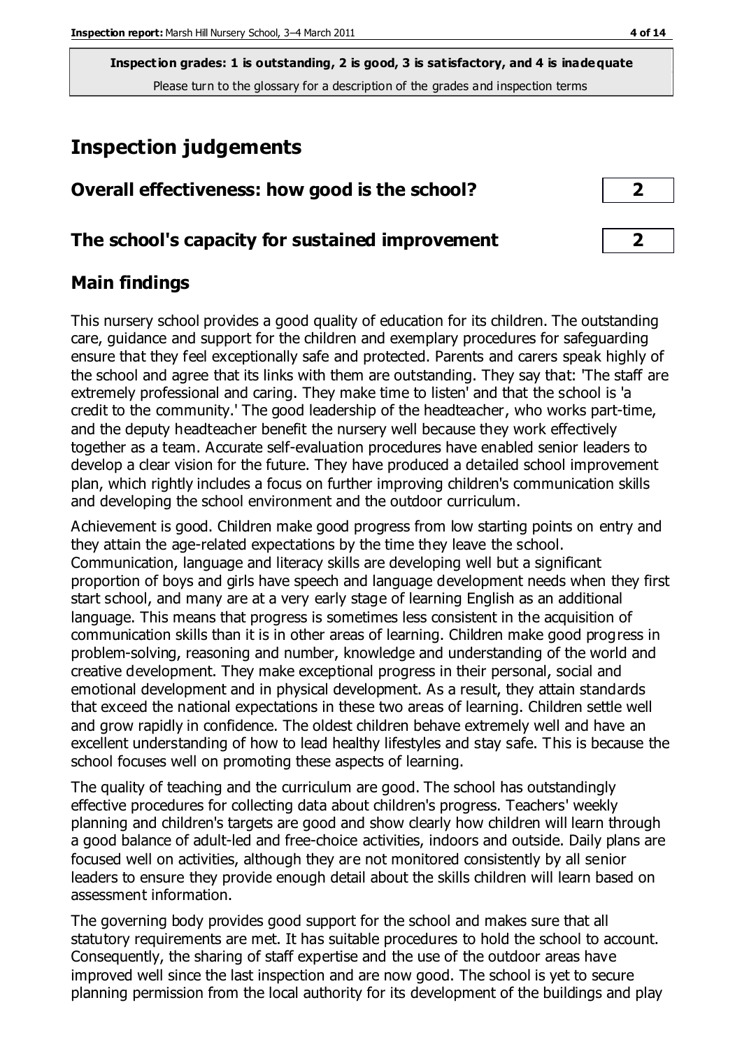**Inspection grades: 1 is outstanding, 2 is good, 3 is satisfactory, and 4 is inadequate**
Please turn to the glossary for a description of the grades and inspection terms

# Inspection judgements

## Overall effectiveness: how good is the school? 2

## The school's capacity for sustained improvement 2

## Main findings

This nursery school provides a good quality of education for its children. The outstanding care, guidance and support for the children and exemplary procedures for safeguarding ensure that they feel exceptionally safe and protected. Parents and carers speak highly of the school and agree that its links with them are outstanding. They say that: 'The staff are extremely professional and caring. They make time to listen' and that the school is 'a credit to the community.' The good leadership of the headteacher, who works part-time, and the deputy headteacher benefit the nursery well because they work effectively together as a team. Accurate self-evaluation procedures have enabled senior leaders to develop a clear vision for the future. They have produced a detailed school improvement plan, which rightly includes a focus on further improving children's communication skills and developing the school environment and the outdoor curriculum.

Achievement is good. Children make good progress from low starting points on entry and they attain the age-related expectations by the time they leave the school. Communication, language and literacy skills are developing well but a significant proportion of boys and girls have speech and language development needs when they first start school, and many are at a very early stage of learning English as an additional language. This means that progress is sometimes less consistent in the acquisition of communication skills than it is in other areas of learning. Children make good progress in problem-solving, reasoning and number, knowledge and understanding of the world and creative development. They make exceptional progress in their personal, social and emotional development and in physical development. As a result, they attain standards that exceed the national expectations in these two areas of learning. Children settle well and grow rapidly in confidence. The oldest children behave extremely well and have an excellent understanding of how to lead healthy lifestyles and stay safe. This is because the school focuses well on promoting these aspects of learning.

The quality of teaching and the curriculum are good. The school has outstandingly effective procedures for collecting data about children's progress. Teachers' weekly planning and children's targets are good and show clearly how children will learn through a good balance of adult-led and free-choice activities, indoors and outside. Daily plans are focused well on activities, although they are not monitored consistently by all senior leaders to ensure they provide enough detail about the skills children will learn based on assessment information.

The governing body provides good support for the school and makes sure that all statutory requirements are met. It has suitable procedures to hold the school to account. Consequently, the sharing of staff expertise and the use of the outdoor areas have improved well since the last inspection and are now good. The school is yet to secure planning permission from the local authority for its development of the buildings and play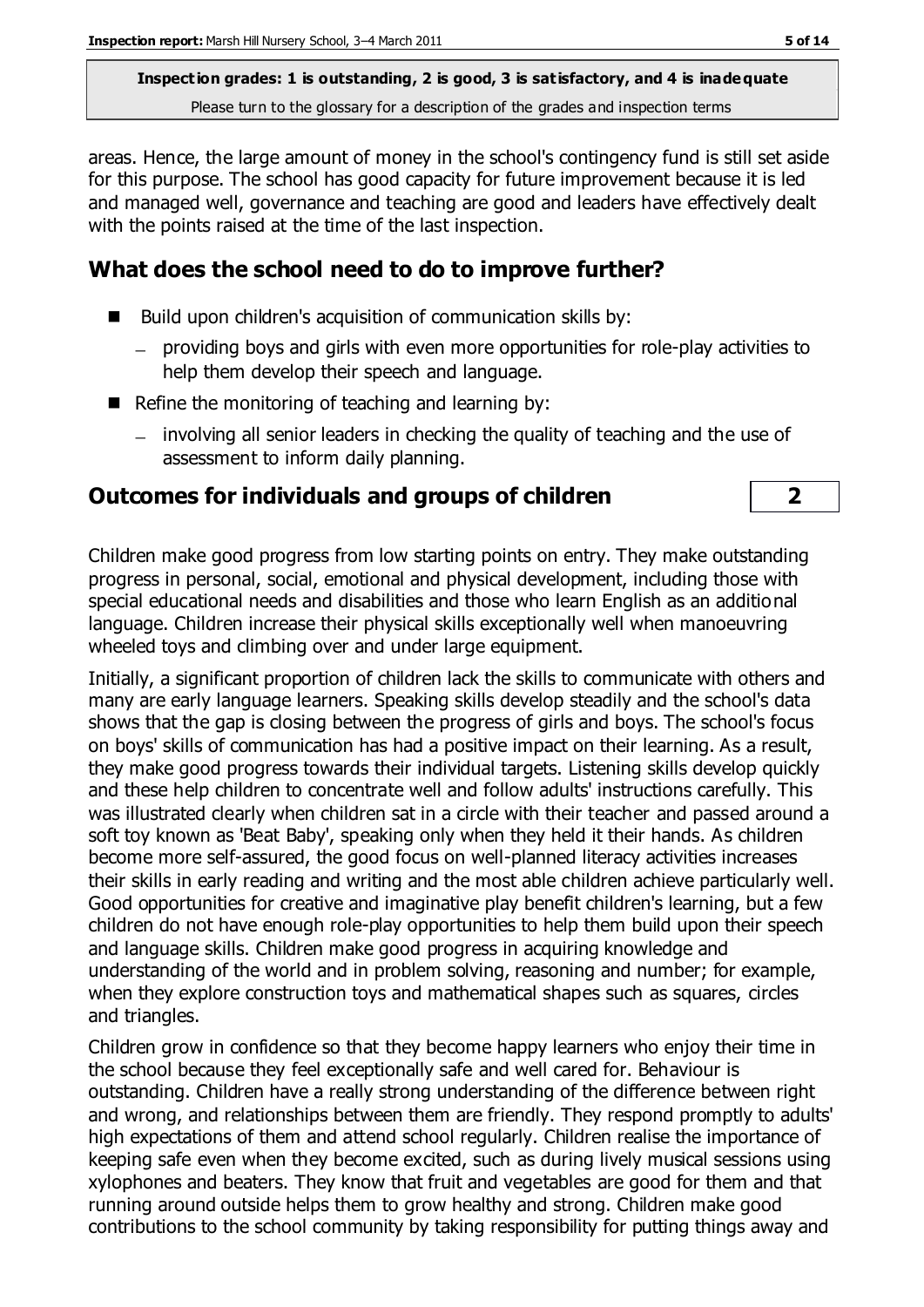areas. Hence, the large amount of money in the school's contingency fund is still set aside for this purpose. The school has good capacity for future improvement because it is led and managed well, governance and teaching are good and leaders have effectively dealt with the points raised at the time of the last inspection.

## What does the school need to do to improve further?

- Build upon children's acquisition of communication skills by:
  - providing boys and girls with even more opportunities for role-play activities to help them develop their speech and language.
- Refine the monitoring of teaching and learning by:
  - involving all senior leaders in checking the quality of teaching and the use of assessment to inform daily planning.

## Outcomes for individuals and groups of children — 2

Children make good progress from low starting points on entry. They make outstanding progress in personal, social, emotional and physical development, including those with special educational needs and disabilities and those who learn English as an additional language. Children increase their physical skills exceptionally well when manoeuvring wheeled toys and climbing over and under large equipment.

Initially, a significant proportion of children lack the skills to communicate with others and many are early language learners. Speaking skills develop steadily and the school's data shows that the gap is closing between the progress of girls and boys. The school's focus on boys' skills of communication has had a positive impact on their learning. As a result, they make good progress towards their individual targets. Listening skills develop quickly and these help children to concentrate well and follow adults' instructions carefully. This was illustrated clearly when children sat in a circle with their teacher and passed around a soft toy known as 'Beat Baby', speaking only when they held it their hands. As children become more self-assured, the good focus on well-planned literacy activities increases their skills in early reading and writing and the most able children achieve particularly well. Good opportunities for creative and imaginative play benefit children's learning, but a few children do not have enough role-play opportunities to help them build upon their speech and language skills. Children make good progress in acquiring knowledge and understanding of the world and in problem solving, reasoning and number; for example, when they explore construction toys and mathematical shapes such as squares, circles and triangles.

Children grow in confidence so that they become happy learners who enjoy their time in the school because they feel exceptionally safe and well cared for. Behaviour is outstanding. Children have a really strong understanding of the difference between right and wrong, and relationships between them are friendly. They respond promptly to adults' high expectations of them and attend school regularly. Children realise the importance of keeping safe even when they become excited, such as during lively musical sessions using xylophones and beaters. They know that fruit and vegetables are good for them and that running around outside helps them to grow healthy and strong. Children make good contributions to the school community by taking responsibility for putting things away and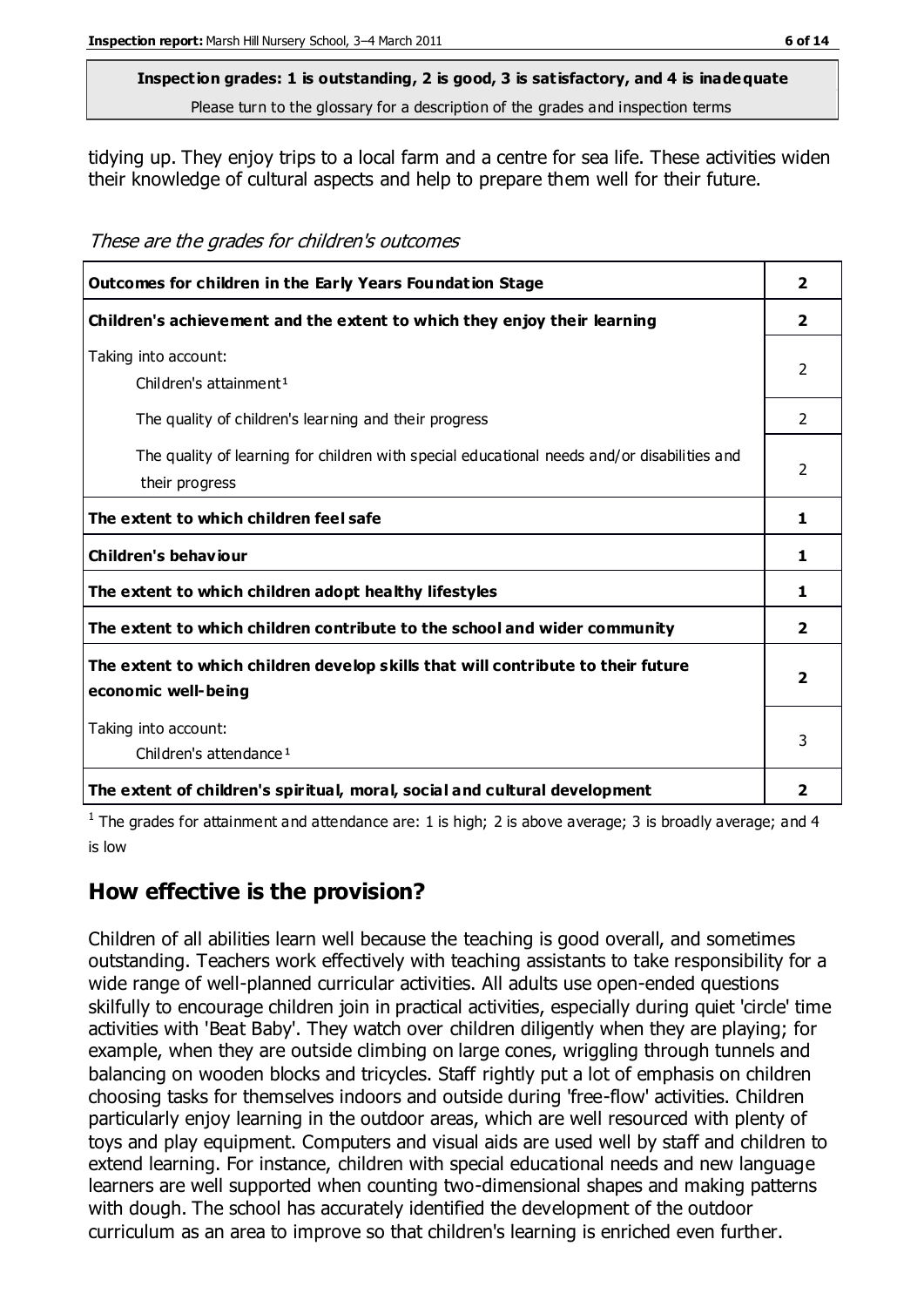**Inspection grades: 1 is outstanding, 2 is good, 3 is satisfactory, and 4 is inadequate**
Please turn to the glossary for a description of the grades and inspection terms

tidying up. They enjoy trips to a local farm and a centre for sea life. These activities widen their knowledge of cultural aspects and help to prepare them well for their future.

*These are the grades for children's outcomes*

| | |
|---|---|
| **Outcomes for children in the Early Years Foundation Stage** | **2** |
| **Children's achievement and the extent to which they enjoy their learning** | **2** |
| Taking into account: Children's attainment[1] | 2 |
| The quality of children's learning and their progress | 2 |
| The quality of learning for children with special educational needs and/or disabilities and their progress | 2 |
| **The extent to which children feel safe** | **1** |
| **Children's behaviour** | **1** |
| **The extent to which children adopt healthy lifestyles** | **1** |
| **The extent to which children contribute to the school and wider community** | **2** |
| **The extent to which children develop skills that will contribute to their future economic well-being** | **2** |
| Taking into account: Children's attendance[1] | 3 |
| **The extent of children's spiritual, moral, social and cultural development** | **2** |

[1] The grades for attainment and attendance are: 1 is high; 2 is above average; 3 is broadly average; and 4 is low

## How effective is the provision?

Children of all abilities learn well because the teaching is good overall, and sometimes outstanding. Teachers work effectively with teaching assistants to take responsibility for a wide range of well-planned curricular activities. All adults use open-ended questions skilfully to encourage children join in practical activities, especially during quiet 'circle' time activities with 'Beat Baby'. They watch over children diligently when they are playing; for example, when they are outside climbing on large cones, wriggling through tunnels and balancing on wooden blocks and tricycles. Staff rightly put a lot of emphasis on children choosing tasks for themselves indoors and outside during 'free-flow' activities. Children particularly enjoy learning in the outdoor areas, which are well resourced with plenty of toys and play equipment. Computers and visual aids are used well by staff and children to extend learning. For instance, children with special educational needs and new language learners are well supported when counting two-dimensional shapes and making patterns with dough. The school has accurately identified the development of the outdoor curriculum as an area to improve so that children's learning is enriched even further.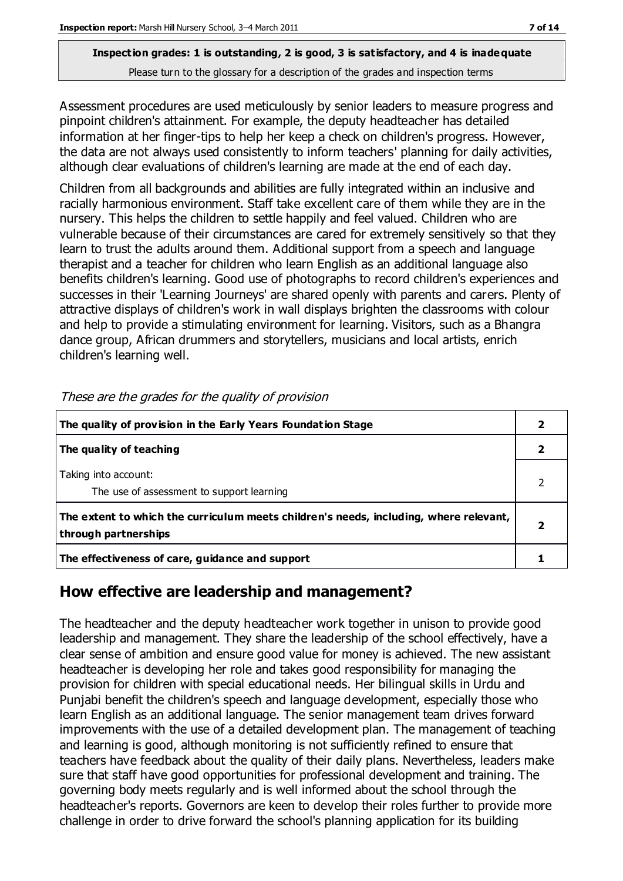**Inspection grades: 1 is outstanding, 2 is good, 3 is satisfactory, and 4 is inadequate**
Please turn to the glossary for a description of the grades and inspection terms

Assessment procedures are used meticulously by senior leaders to measure progress and pinpoint children's attainment. For example, the deputy headteacher has detailed information at her finger-tips to help her keep a check on children's progress. However, the data are not always used consistently to inform teachers' planning for daily activities, although clear evaluations of children's learning are made at the end of each day.

Children from all backgrounds and abilities are fully integrated within an inclusive and racially harmonious environment. Staff take excellent care of them while they are in the nursery. This helps the children to settle happily and feel valued. Children who are vulnerable because of their circumstances are cared for extremely sensitively so that they learn to trust the adults around them. Additional support from a speech and language therapist and a teacher for children who learn English as an additional language also benefits children's learning. Good use of photographs to record children's experiences and successes in their 'Learning Journeys' are shared openly with parents and carers. Plenty of attractive displays of children's work in wall displays brighten the classrooms with colour and help to provide a stimulating environment for learning. Visitors, such as a Bhangra dance group, African drummers and storytellers, musicians and local artists, enrich children's learning well.

*These are the grades for the quality of provision*

| | |
|---|---|
| **The quality of provision in the Early Years Foundation Stage** | **2** |
| **The quality of teaching** | **2** |
| Taking into account: The use of assessment to support learning | 2 |
| **The extent to which the curriculum meets children's needs, including, where relevant, through partnerships** | **2** |
| **The effectiveness of care, guidance and support** | **1** |

## How effective are leadership and management?

The headteacher and the deputy headteacher work together in unison to provide good leadership and management. They share the leadership of the school effectively, have a clear sense of ambition and ensure good value for money is achieved. The new assistant headteacher is developing her role and takes good responsibility for managing the provision for children with special educational needs. Her bilingual skills in Urdu and Punjabi benefit the children's speech and language development, especially those who learn English as an additional language. The senior management team drives forward improvements with the use of a detailed development plan. The management of teaching and learning is good, although monitoring is not sufficiently refined to ensure that teachers have feedback about the quality of their daily plans. Nevertheless, leaders make sure that staff have good opportunities for professional development and training. The governing body meets regularly and is well informed about the school through the headteacher's reports. Governors are keen to develop their roles further to provide more challenge in order to drive forward the school's planning application for its building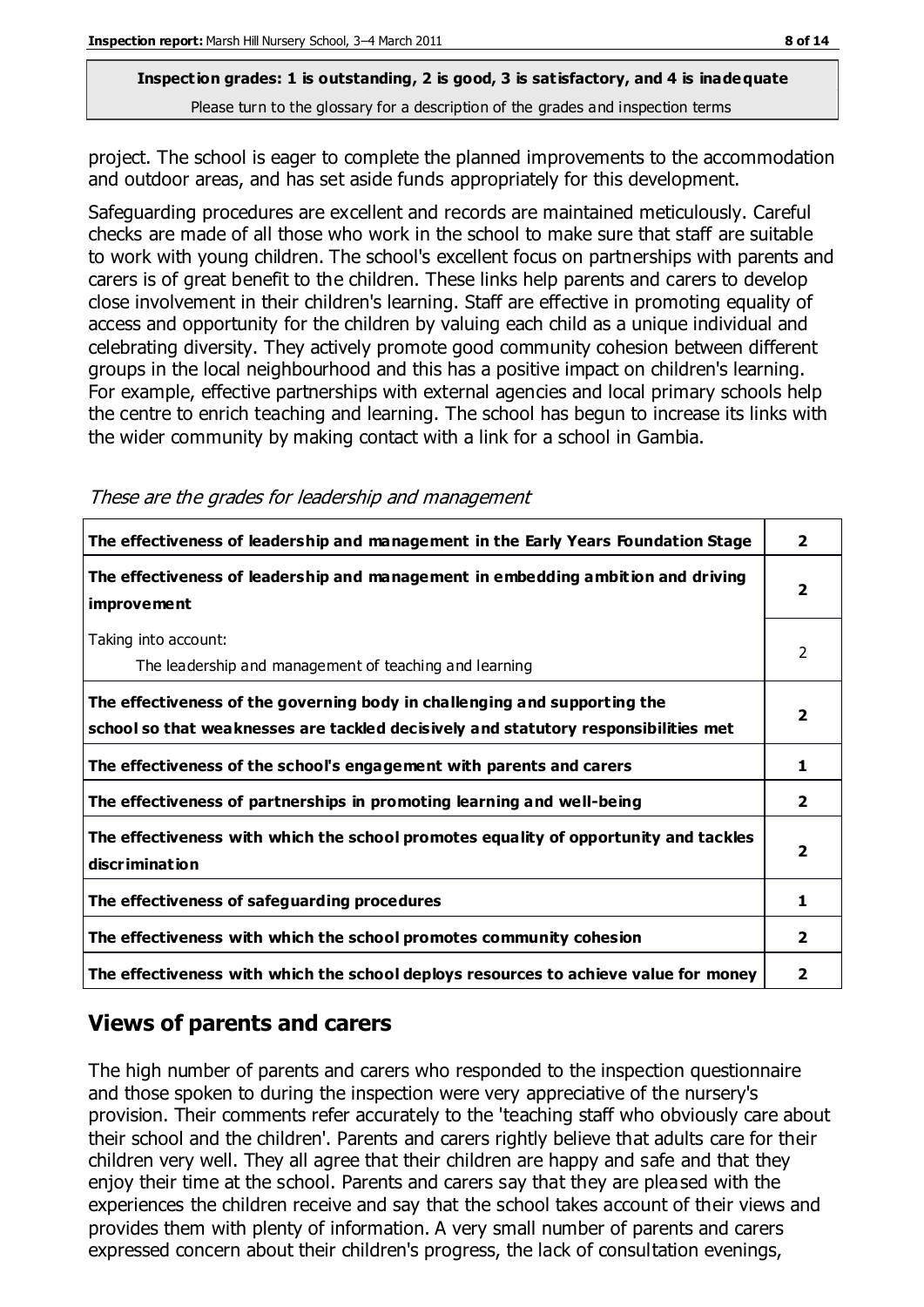project. The school is eager to complete the planned improvements to the accommodation and outdoor areas, and has set aside funds appropriately for this development.

Safeguarding procedures are excellent and records are maintained meticulously. Careful checks are made of all those who work in the school to make sure that staff are suitable to work with young children. The school's excellent focus on partnerships with parents and carers is of great benefit to the children. These links help parents and carers to develop close involvement in their children's learning. Staff are effective in promoting equality of access and opportunity for the children by valuing each child as a unique individual and celebrating diversity. They actively promote good community cohesion between different groups in the local neighbourhood and this has a positive impact on children's learning. For example, effective partnerships with external agencies and local primary schools help the centre to enrich teaching and learning. The school has begun to increase its links with the wider community by making contact with a link for a school in Gambia.

*These are the grades for leadership and management*

| | |
|---|---|
| **The effectiveness of leadership and management in the Early Years Foundation Stage** | **2** |
| **The effectiveness of leadership and management in embedding ambition and driving improvement** | **2** |
| Taking into account: The leadership and management of teaching and learning | 2 |
| **The effectiveness of the governing body in challenging and supporting the school so that weaknesses are tackled decisively and statutory responsibilities met** | **2** |
| **The effectiveness of the school's engagement with parents and carers** | **1** |
| **The effectiveness of partnerships in promoting learning and well-being** | **2** |
| **The effectiveness with which the school promotes equality of opportunity and tackles discrimination** | **2** |
| **The effectiveness of safeguarding procedures** | **1** |
| **The effectiveness with which the school promotes community cohesion** | **2** |
| **The effectiveness with which the school deploys resources to achieve value for money** | **2** |

## Views of parents and carers

The high number of parents and carers who responded to the inspection questionnaire and those spoken to during the inspection were very appreciative of the nursery's provision. Their comments refer accurately to the 'teaching staff who obviously care about their school and the children'. Parents and carers rightly believe that adults care for their children very well. They all agree that their children are happy and safe and that they enjoy their time at the school. Parents and carers say that they are pleased with the experiences the children receive and say that the school takes account of their views and provides them with plenty of information. A very small number of parents and carers expressed concern about their children's progress, the lack of consultation evenings,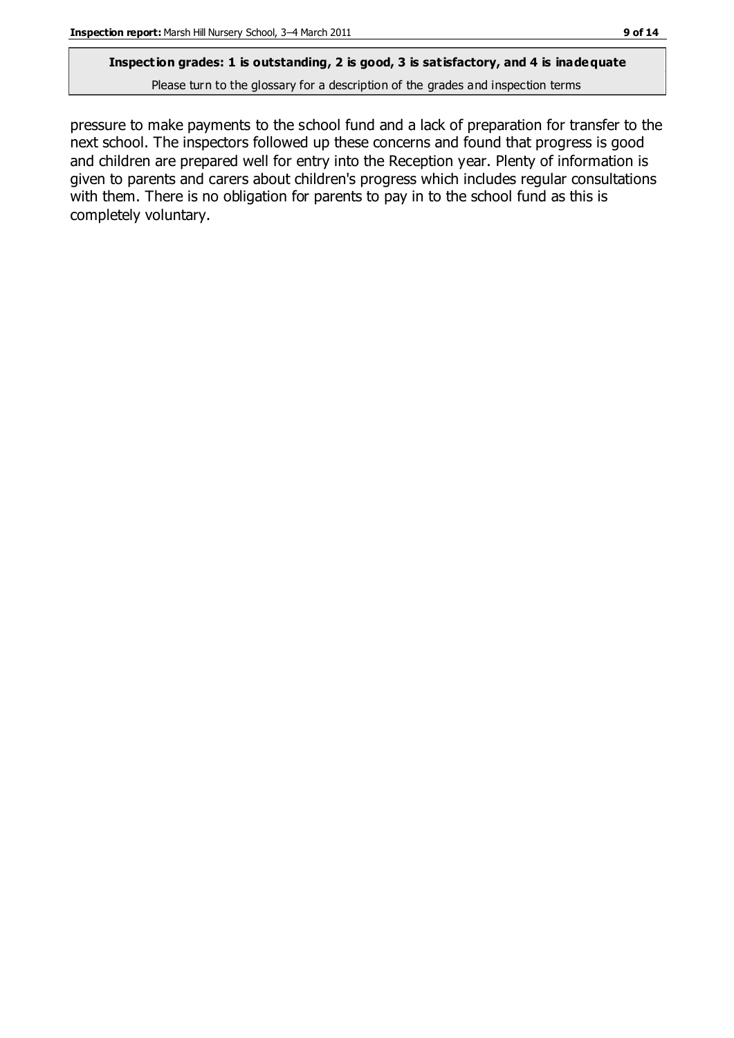**Inspection grades: 1 is outstanding, 2 is good, 3 is satisfactory, and 4 is inadequate**

Please turn to the glossary for a description of the grades and inspection terms

pressure to make payments to the school fund and a lack of preparation for transfer to the next school. The inspectors followed up these concerns and found that progress is good and children are prepared well for entry into the Reception year. Plenty of information is given to parents and carers about children's progress which includes regular consultations with them. There is no obligation for parents to pay in to the school fund as this is completely voluntary.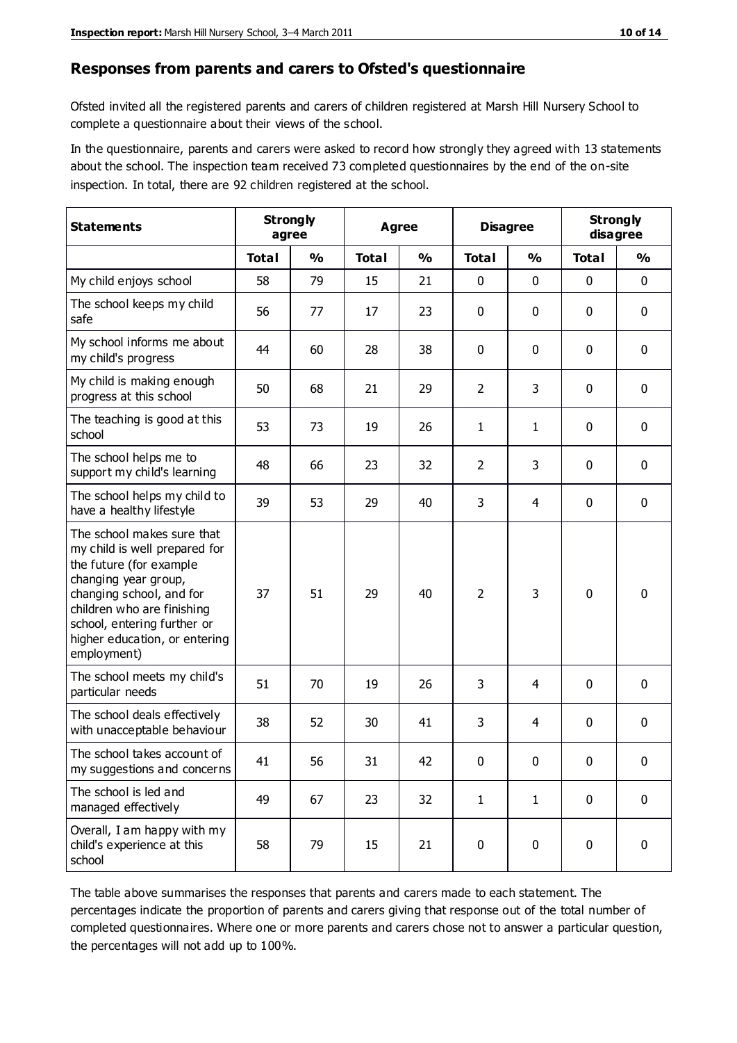## Responses from parents and carers to Ofsted's questionnaire

Ofsted invited all the registered parents and carers of children registered at Marsh Hill Nursery School to complete a questionnaire about their views of the school.

In the questionnaire, parents and carers were asked to record how strongly they agreed with 13 statements about the school. The inspection team received 73 completed questionnaires by the end of the on-site inspection. In total, there are 92 children registered at the school.

| Statements | Strongly agree | | Agree | | Disagree | | Strongly disagree | |
|---|---|---|---|---|---|---|---|---|
| | Total | % | Total | % | Total | % | Total | % |
| My child enjoys school | 58 | 79 | 15 | 21 | 0 | 0 | 0 | 0 |
| The school keeps my child safe | 56 | 77 | 17 | 23 | 0 | 0 | 0 | 0 |
| My school informs me about my child's progress | 44 | 60 | 28 | 38 | 0 | 0 | 0 | 0 |
| My child is making enough progress at this school | 50 | 68 | 21 | 29 | 2 | 3 | 0 | 0 |
| The teaching is good at this school | 53 | 73 | 19 | 26 | 1 | 1 | 0 | 0 |
| The school helps me to support my child's learning | 48 | 66 | 23 | 32 | 2 | 3 | 0 | 0 |
| The school helps my child to have a healthy lifestyle | 39 | 53 | 29 | 40 | 3 | 4 | 0 | 0 |
| The school makes sure that my child is well prepared for the future (for example changing year group, changing school, and for children who are finishing school, entering further or higher education, or entering employment) | 37 | 51 | 29 | 40 | 2 | 3 | 0 | 0 |
| The school meets my child's particular needs | 51 | 70 | 19 | 26 | 3 | 4 | 0 | 0 |
| The school deals effectively with unacceptable behaviour | 38 | 52 | 30 | 41 | 3 | 4 | 0 | 0 |
| The school takes account of my suggestions and concerns | 41 | 56 | 31 | 42 | 0 | 0 | 0 | 0 |
| The school is led and managed effectively | 49 | 67 | 23 | 32 | 1 | 1 | 0 | 0 |
| Overall, I am happy with my child's experience at this school | 58 | 79 | 15 | 21 | 0 | 0 | 0 | 0 |

The table above summarises the responses that parents and carers made to each statement. The percentages indicate the proportion of parents and carers giving that response out of the total number of completed questionnaires. Where one or more parents and carers chose not to answer a particular question, the percentages will not add up to 100%.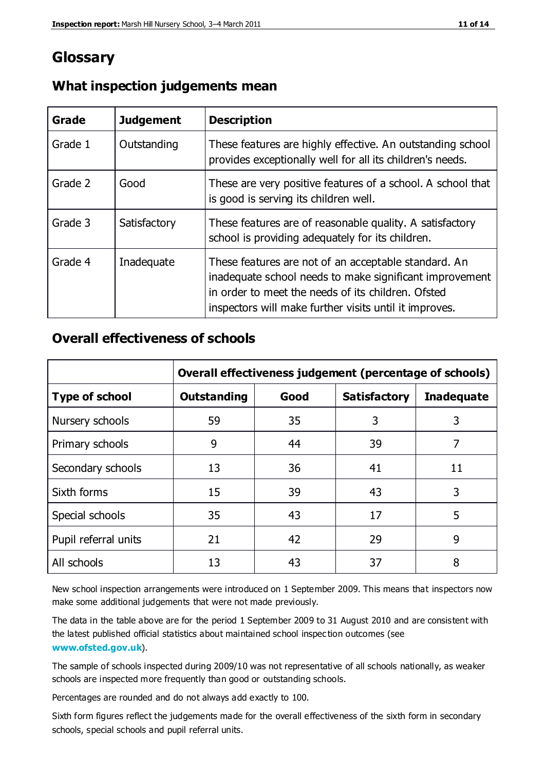# Glossary

## What inspection judgements mean

| Grade | Judgement | Description |
| --- | --- | --- |
| Grade 1 | Outstanding | These features are highly effective. An outstanding school provides exceptionally well for all its children's needs. |
| Grade 2 | Good | These are very positive features of a school. A school that is good is serving its children well. |
| Grade 3 | Satisfactory | These features are of reasonable quality. A satisfactory school is providing adequately for its children. |
| Grade 4 | Inadequate | These features are not of an acceptable standard. An inadequate school needs to make significant improvement in order to meet the needs of its children. Ofsted inspectors will make further visits until it improves. |

## Overall effectiveness of schools

| | **Overall effectiveness judgement (percentage of schools)** | | | |
| --- | --- | --- | --- | --- |
| **Type of school** | **Outstanding** | **Good** | **Satisfactory** | **Inadequate** |
| Nursery schools | 59 | 35 | 3 | 3 |
| Primary schools | 9 | 44 | 39 | 7 |
| Secondary schools | 13 | 36 | 41 | 11 |
| Sixth forms | 15 | 39 | 43 | 3 |
| Special schools | 35 | 43 | 17 | 5 |
| Pupil referral units | 21 | 42 | 29 | 9 |
| All schools | 13 | 43 | 37 | 8 |

New school inspection arrangements were introduced on 1 September 2009. This means that inspectors now make some additional judgements that were not made previously.

The data in the table above are for the period 1 September 2009 to 31 August 2010 and are consistent with the latest published official statistics about maintained school inspection outcomes (see **www.ofsted.gov.uk**).

The sample of schools inspected during 2009/10 was not representative of all schools nationally, as weaker schools are inspected more frequently than good or outstanding schools.

Percentages are rounded and do not always add exactly to 100.

Sixth form figures reflect the judgements made for the overall effectiveness of the sixth form in secondary schools, special schools and pupil referral units.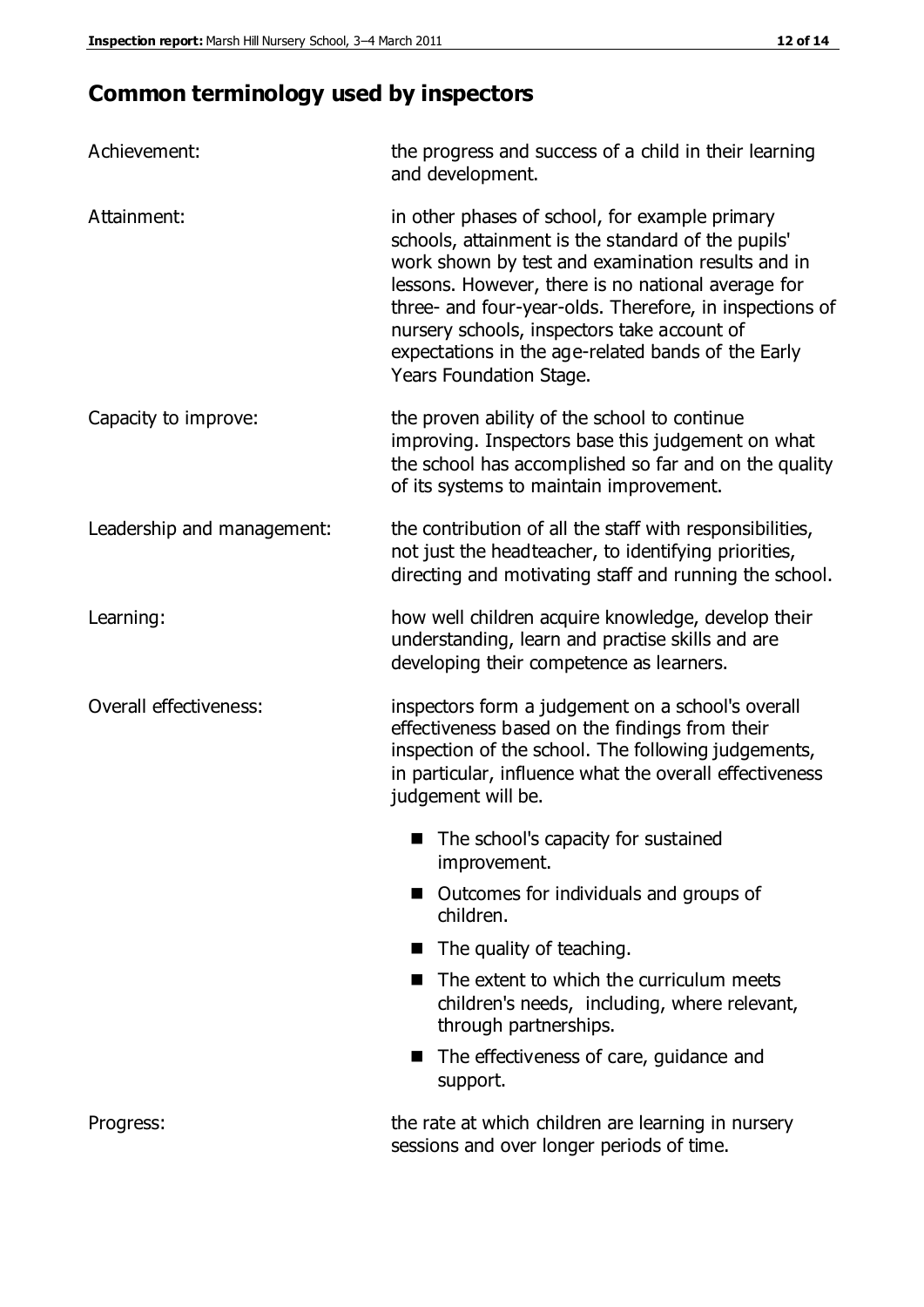## Common terminology used by inspectors

**Achievement:** the progress and success of a child in their learning and development.

**Attainment:** in other phases of school, for example primary schools, attainment is the standard of the pupils' work shown by test and examination results and in lessons. However, there is no national average for three- and four-year-olds. Therefore, in inspections of nursery schools, inspectors take account of expectations in the age-related bands of the Early Years Foundation Stage.

**Capacity to improve:** the proven ability of the school to continue improving. Inspectors base this judgement on what the school has accomplished so far and on the quality of its systems to maintain improvement.

**Leadership and management:** the contribution of all the staff with responsibilities, not just the headteacher, to identifying priorities, directing and motivating staff and running the school.

**Learning:** how well children acquire knowledge, develop their understanding, learn and practise skills and are developing their competence as learners.

**Overall effectiveness:** inspectors form a judgement on a school's overall effectiveness based on the findings from their inspection of the school. The following judgements, in particular, influence what the overall effectiveness judgement will be.

- The school's capacity for sustained improvement.
- Outcomes for individuals and groups of children.
- The quality of teaching.
- The extent to which the curriculum meets children's needs, including, where relevant, through partnerships.
- The effectiveness of care, guidance and support.

**Progress:** the rate at which children are learning in nursery sessions and over longer periods of time.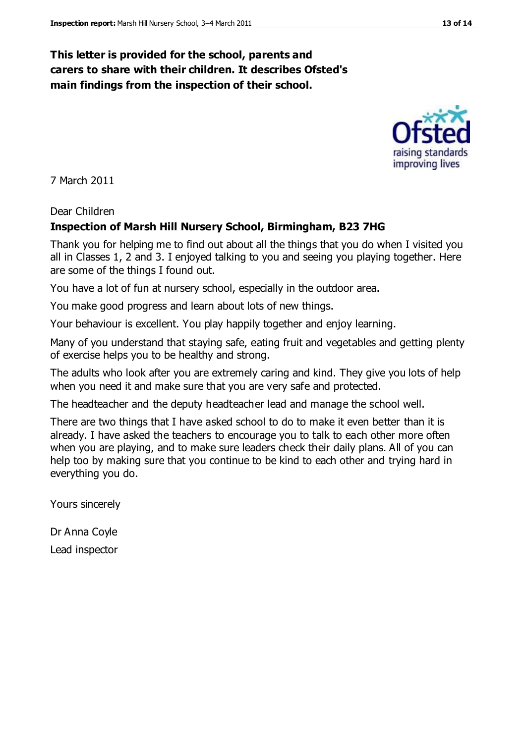**This letter is provided for the school, parents and carers to share with their children. It describes Ofsted's main findings from the inspection of their school.**

7 March 2011

Dear Children

**Inspection of Marsh Hill Nursery School, Birmingham, B23 7HG**

Thank you for helping me to find out about all the things that you do when I visited you all in Classes 1, 2 and 3. I enjoyed talking to you and seeing you playing together. Here are some of the things I found out.

You have a lot of fun at nursery school, especially in the outdoor area.

You make good progress and learn about lots of new things.

Your behaviour is excellent. You play happily together and enjoy learning.

Many of you understand that staying safe, eating fruit and vegetables and getting plenty of exercise helps you to be healthy and strong.

The adults who look after you are extremely caring and kind. They give you lots of help when you need it and make sure that you are very safe and protected.

The headteacher and the deputy headteacher lead and manage the school well.

There are two things that I have asked school to do to make it even better than it is already. I have asked the teachers to encourage you to talk to each other more often when you are playing, and to make sure leaders check their daily plans. All of you can help too by making sure that you continue to be kind to each other and trying hard in everything you do.

Yours sincerely

Dr Anna Coyle

Lead inspector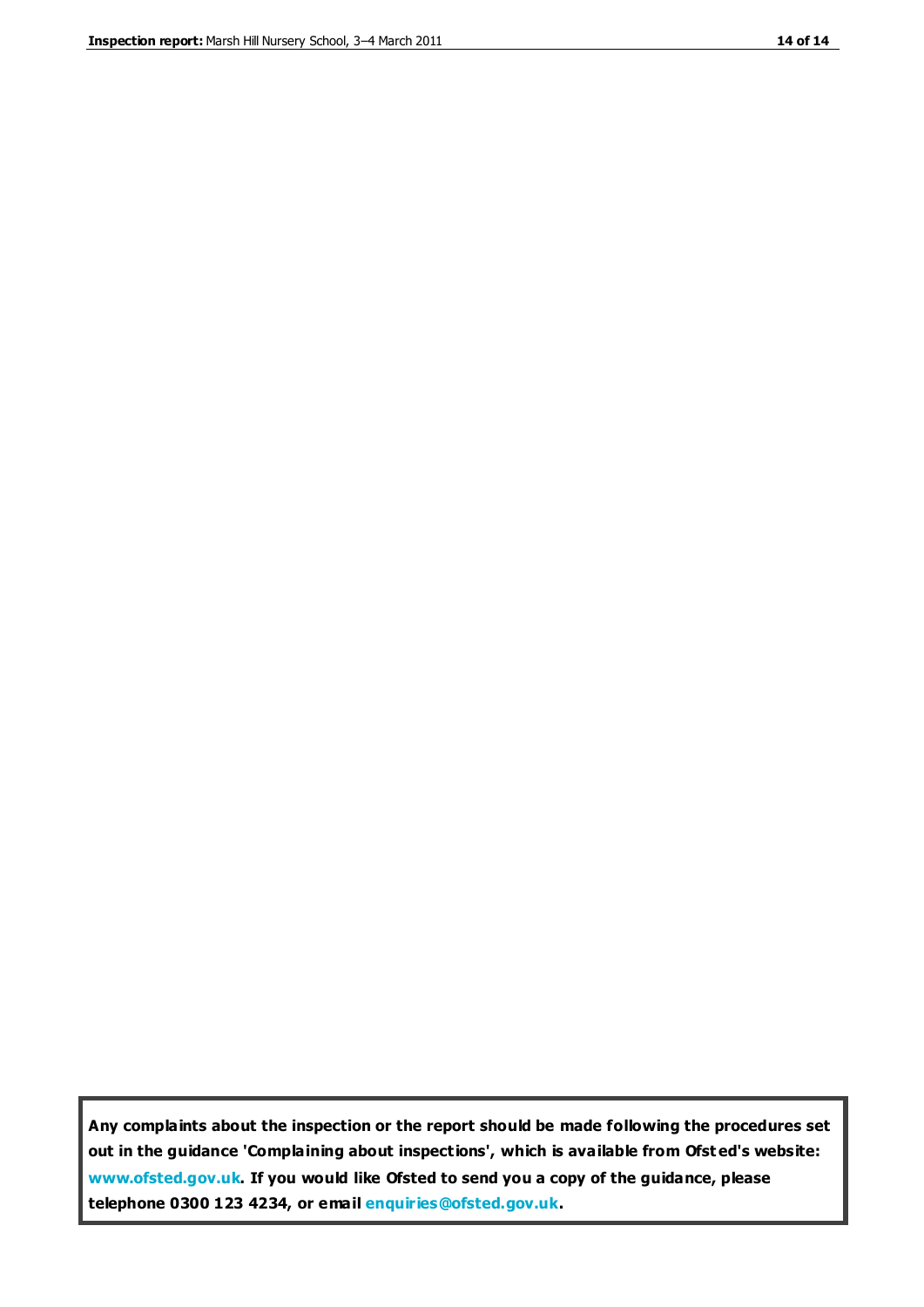**Any complaints about the inspection or the report should be made following the procedures set out in the guidance 'Complaining about inspections', which is available from Ofsted's website: www.ofsted.gov.uk. If you would like Ofsted to send you a copy of the guidance, please telephone 0300 123 4234, or email enquiries@ofsted.gov.uk.**